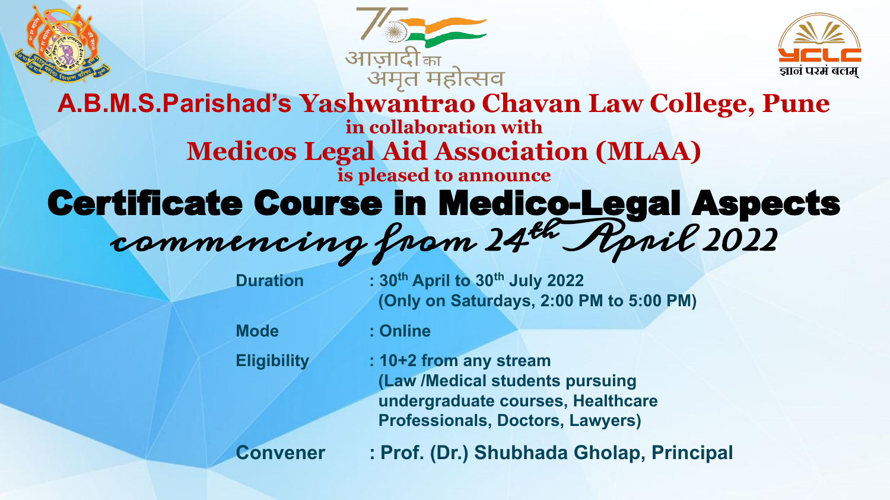आज़ादी का अमृत महोत्सव

ज्ञानं परमं बलम्

# A.B.M.S.Parishad's Yashwantrao Chavan Law College, Pune

**in collaboration with**

## Medicos Legal Aid Association (MLAA)

**is pleased to announce**

# Certificate Course in Medico-Legal Aspects

*commencing from 24th April 2022*

| | |
|---|---|
| **Duration** | : 30th April to 30th July 2022 (Only on Saturdays, 2:00 PM to 5:00 PM) |
| **Mode** | : Online |
| **Eligibility** | : 10+2 from any stream (Law /Medical students pursuing undergraduate courses, Healthcare Professionals, Doctors, Lawyers) |
| **Convener** | : Prof. (Dr.) Shubhada Gholap, Principal |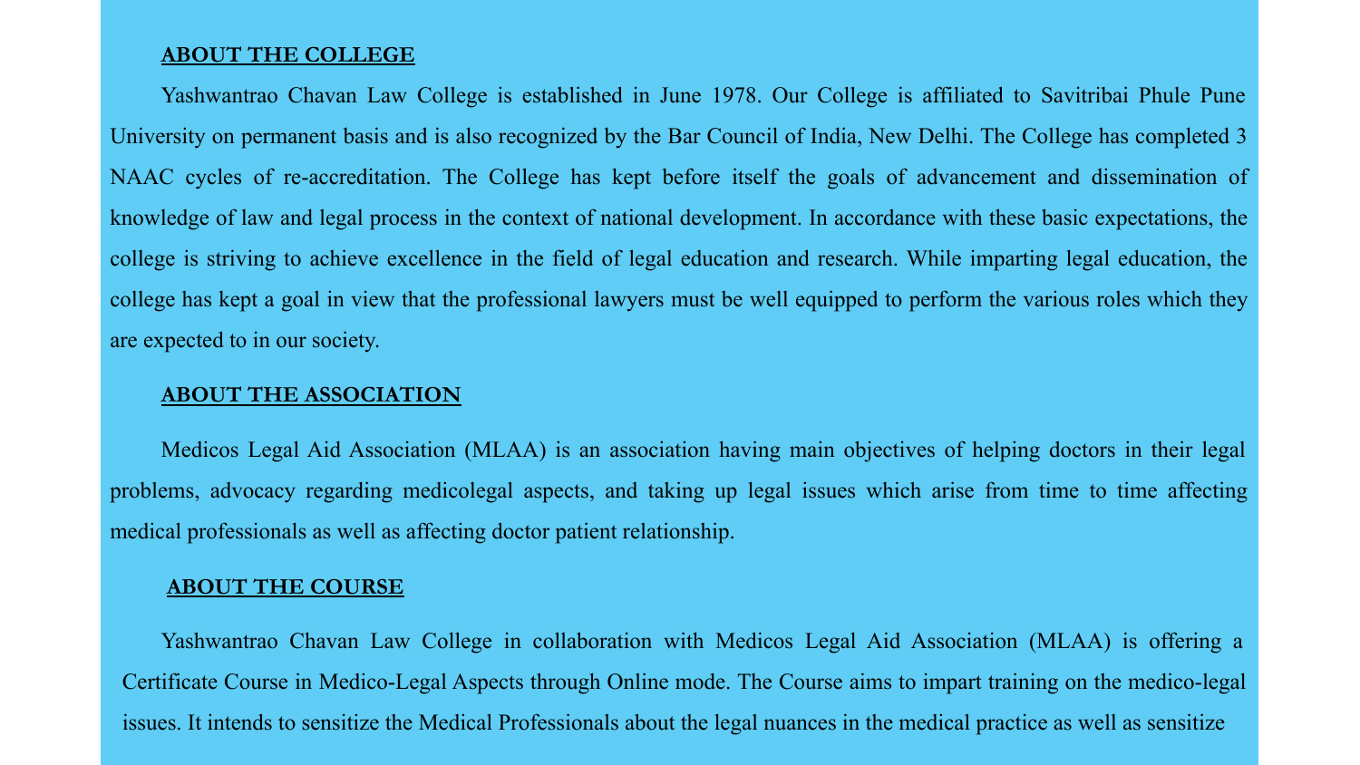**ABOUT THE COLLEGE**

Yashwantrao Chavan Law College is established in June 1978. Our College is affiliated to Savitribai Phule Pune University on permanent basis and is also recognized by the Bar Council of India, New Delhi. The College has completed 3 NAAC cycles of re-accreditation. The College has kept before itself the goals of advancement and dissemination of knowledge of law and legal process in the context of national development. In accordance with these basic expectations, the college is striving to achieve excellence in the field of legal education and research. While imparting legal education, the college has kept a goal in view that the professional lawyers must be well equipped to perform the various roles which they are expected to in our society.

**ABOUT THE ASSOCIATION**

Medicos Legal Aid Association (MLAA) is an association having main objectives of helping doctors in their legal problems, advocacy regarding medicolegal aspects, and taking up legal issues which arise from time to time affecting medical professionals as well as affecting doctor patient relationship.

**ABOUT THE COURSE**

Yashwantrao Chavan Law College in collaboration with Medicos Legal Aid Association (MLAA) is offering a Certificate Course in Medico-Legal Aspects through Online mode. The Course aims to impart training on the medico-legal issues. It intends to sensitize the Medical Professionals about the legal nuances in the medical practice as well as sensitize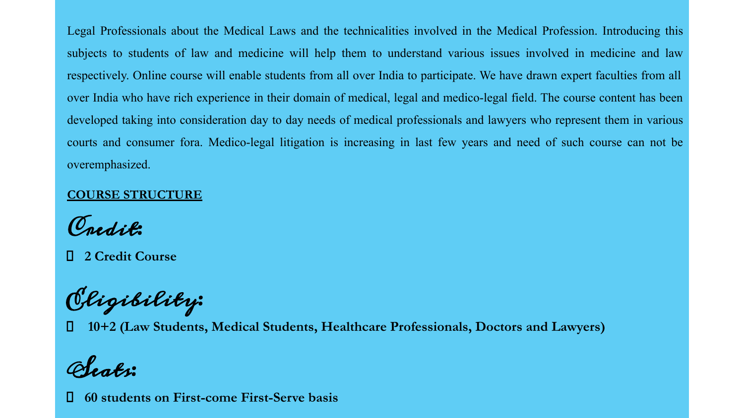Legal Professionals about the Medical Laws and the technicalities involved in the Medical Profession. Introducing this subjects to students of law and medicine will help them to understand various issues involved in medicine and law respectively. Online course will enable students from all over India to participate. We have drawn expert faculties from all over India who have rich experience in their domain of medical, legal and medico-legal field. The course content has been developed taking into consideration day to day needs of medical professionals and lawyers who represent them in various courts and consumer fora. Medico-legal litigation is increasing in last few years and need of such course can not be overemphasized.

## COURSE STRUCTURE

### Credit:

- **2 Credit Course**

### Eligibility:

- **10+2 (Law Students, Medical Students, Healthcare Professionals, Doctors and Lawyers)**

### Seats:

- **60 students on First-come First-Serve basis**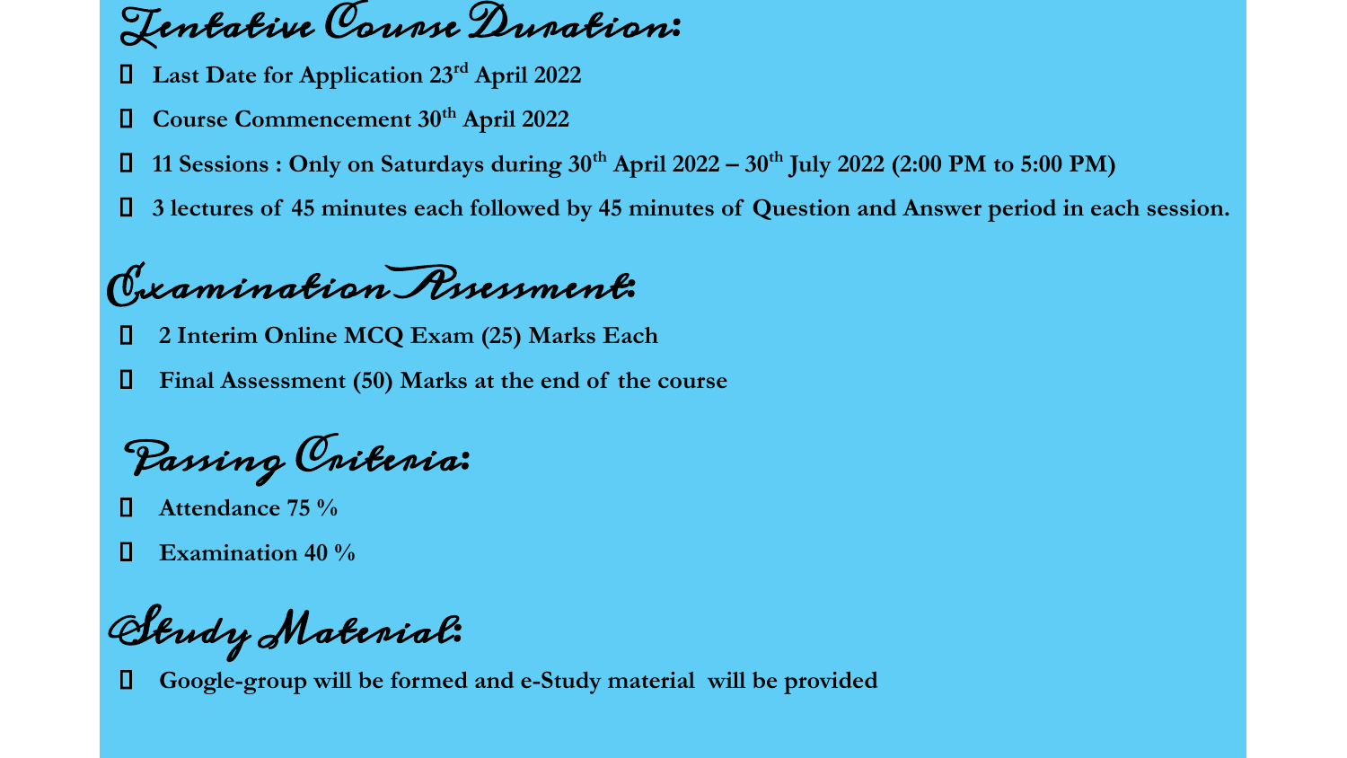## Tentative Course Duration:

- **Last Date for Application 23rd April 2022**
- **Course Commencement 30th April 2022**
- **11 Sessions : Only on Saturdays during 30th April 2022 – 30th July 2022 (2:00 PM to 5:00 PM)**
- **3 lectures of 45 minutes each followed by 45 minutes of Question and Answer period in each session.**

## Examination Assessment:

- **2 Interim Online MCQ Exam (25) Marks Each**
- **Final Assessment (50) Marks at the end of the course**

## Passing Criteria:

- **Attendance 75 %**
- **Examination 40 %**

## Study Material:

- **Google-group will be formed and e-Study material will be provided**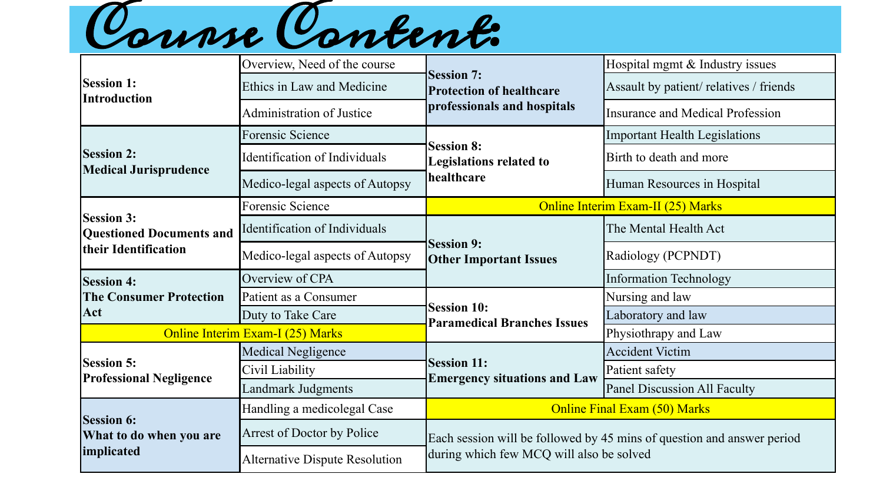# Course Content:

| Session | Topics | Session | Topics |
|---|---|---|---|
| **Session 1: Introduction** | Overview, Need of the course | **Session 7: Protection of healthcare professionals and hospitals** | Hospital mgmt & Industry issues |
| | Ethics in Law and Medicine | | Assault by patient/ relatives / friends |
| | Administration of Justice | | Insurance and Medical Profession |
| **Session 2: Medical Jurisprudence** | Forensic Science | **Session 8: Legislations related to healthcare** | Important Health Legislations |
| | Identification of Individuals | | Birth to death and more |
| | Medico-legal aspects of Autopsy | | Human Resources in Hospital |
| **Session 3: Questioned Documents and their Identification** | Forensic Science | Online Interim Exam-II (25) Marks | |
| | Identification of Individuals | **Session 9: Other Important Issues** | The Mental Health Act |
| | Medico-legal aspects of Autopsy | | Radiology (PCPNDT) |
| **Session 4: The Consumer Protection Act** | Overview of CPA | | Information Technology |
| | Patient as a Consumer | **Session 10: Paramedical Branches Issues** | Nursing and law |
| | Duty to Take Care | | Laboratory and law |
| Online Interim Exam-I (25) Marks | | | Physiothrapy and Law |
| **Session 5: Professional Negligence** | Medical Negligence | **Session 11: Emergency situations and Law** | Accident Victim |
| | Civil Liability | | Patient safety |
| | Landmark Judgments | | Panel Discussion All Faculty |
| **Session 6: What to do when you are implicated** | Handling a medicolegal Case | Online Final Exam (50) Marks | |
| | Arrest of Doctor by Police | Each session will be followed by 45 mins of question and answer period during which few MCQ will also be solved | |
| | Alternative Dispute Resolution | | |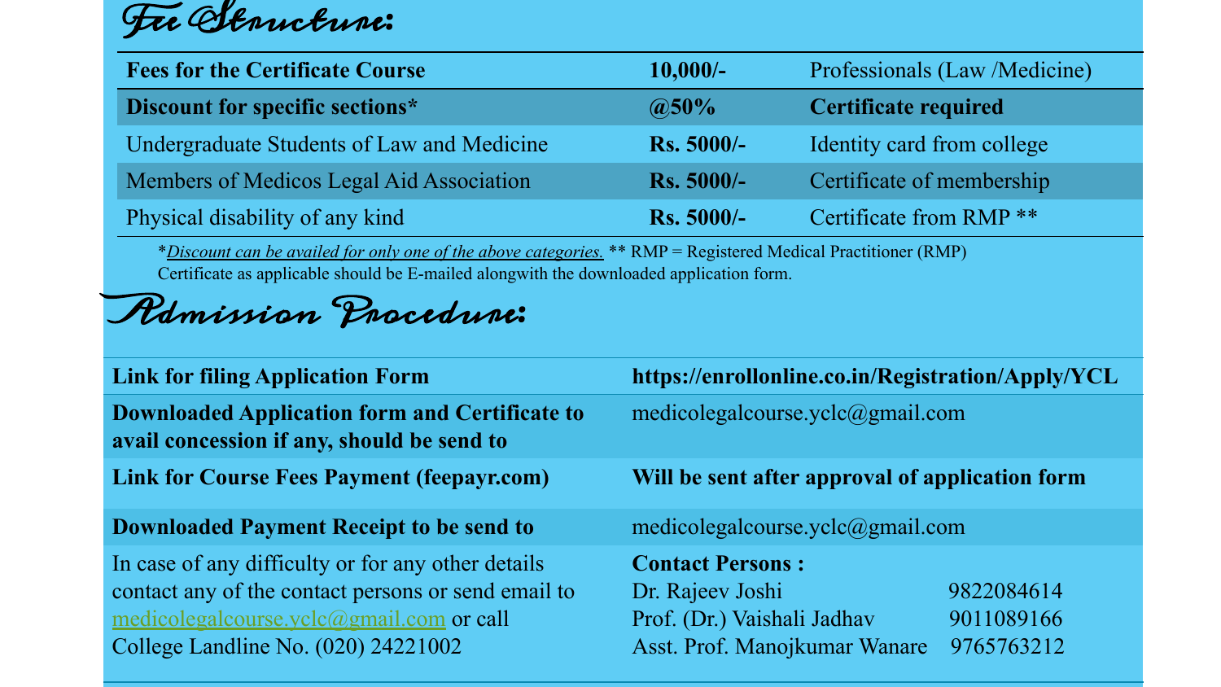## Fee Structure:

| Fees for the Certificate Course | 10,000/- | Professionals (Law /Medicine) |
|---|---|---|
| **Discount for specific sections*** | **@50%** | **Certificate required** |
| Undergraduate Students of Law and Medicine | **Rs. 5000/-** | Identity card from college |
| Members of Medicos Legal Aid Association | **Rs. 5000/-** | Certificate of membership |
| Physical disability of any kind | **Rs. 5000/-** | Certificate from RMP ** |

**Discount can be availed for only one of the above categories.* ** RMP = Registered Medical Practitioner (RMP)
Certificate as applicable should be E-mailed alongwith the downloaded application form.

## Admission Procedure:

| | |
|---|---|
| **Link for filing Application Form** | **https://enrollonline.co.in/Registration/Apply/YCL** |
| **Downloaded Application form and Certificate to avail concession if any, should be send to** | medicolegalcourse.yclc@gmail.com |
| **Link for Course Fees Payment (feepayr.com)** | **Will be sent after approval of application form** |
| **Downloaded Payment Receipt to be send to** | medicolegalcourse.yclc@gmail.com |
| In case of any difficulty or for any other details contact any of the contact persons or send email to medicolegalcourse.yclc@gmail.com or call College Landline No. (020) 24221002 | **Contact Persons :**<br>Dr. Rajeev Joshi 9822084614<br>Prof. (Dr.) Vaishali Jadhav 9011089166<br>Asst. Prof. Manojkumar Wanare 9765763212 |